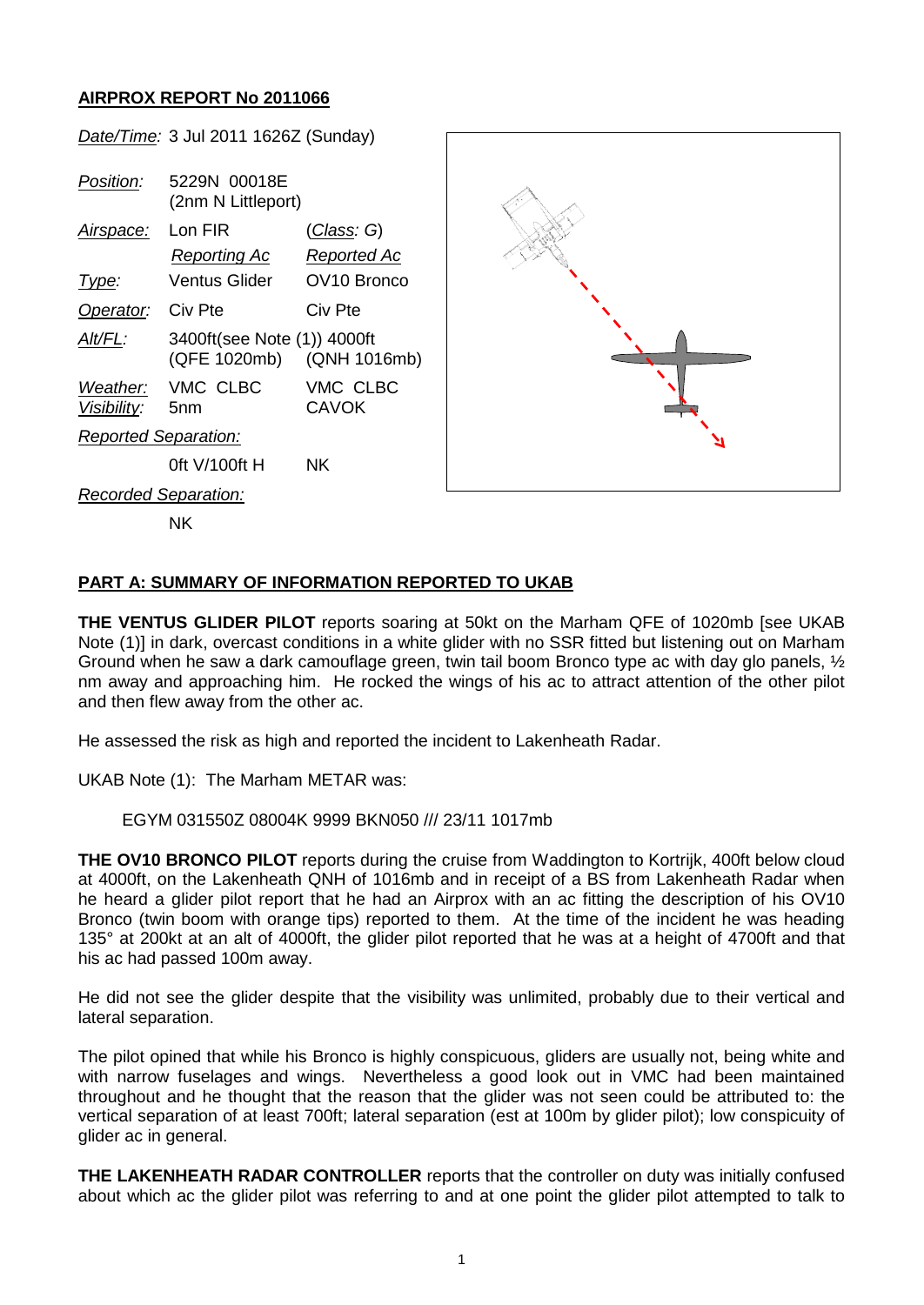**AIRPROX REPORT No 2011066**

| | | |
|---|---|---|
| *Date/Time:* | 3 Jul 2011 1626Z (Sunday) | |
| *Position:* | 5229N 00018E (2nm N Littleport) | |
| *Airspace:* | Lon FIR | (*Class*: G) |
| | *Reporting Ac* | *Reported Ac* |
| *Type:* | Ventus Glider | OV10 Bronco |
| *Operator:* | Civ Pte | Civ Pte |
| *Alt/FL:* | 3400ft(see Note (1)) (QFE 1020mb) | 4000ft (QNH 1016mb) |
| *Weather:* | VMC CLBC | VMC CLBC |
| *Visibility:* | 5nm | CAVOK |
| *Reported Separation:* | | |
| | 0ft V/100ft H | NK |
| *Recorded Separation:* | | |
| | NK | |

**PART A: SUMMARY OF INFORMATION REPORTED TO UKAB**

**THE VENTUS GLIDER PILOT** reports soaring at 50kt on the Marham QFE of 1020mb [see UKAB Note (1)] in dark, overcast conditions in a white glider with no SSR fitted but listening out on Marham Ground when he saw a dark camouflage green, twin tail boom Bronco type ac with day glo panels, ½ nm away and approaching him. He rocked the wings of his ac to attract attention of the other pilot and then flew away from the other ac.

He assessed the risk as high and reported the incident to Lakenheath Radar.

UKAB Note (1): The Marham METAR was:

EGYM 031550Z 08004K 9999 BKN050 /// 23/11 1017mb

**THE OV10 BRONCO PILOT** reports during the cruise from Waddington to Kortrijk, 400ft below cloud at 4000ft, on the Lakenheath QNH of 1016mb and in receipt of a BS from Lakenheath Radar when he heard a glider pilot report that he had an Airprox with an ac fitting the description of his OV10 Bronco (twin boom with orange tips) reported to them. At the time of the incident he was heading 135° at 200kt at an alt of 4000ft, the glider pilot reported that he was at a height of 4700ft and that his ac had passed 100m away.

He did not see the glider despite that the visibility was unlimited, probably due to their vertical and lateral separation.

The pilot opined that while his Bronco is highly conspicuous, gliders are usually not, being white and with narrow fuselages and wings. Nevertheless a good look out in VMC had been maintained throughout and he thought that the reason that the glider was not seen could be attributed to: the vertical separation of at least 700ft; lateral separation (est at 100m by glider pilot); low conspicuity of glider ac in general.

**THE LAKENHEATH RADAR CONTROLLER** reports that the controller on duty was initially confused about which ac the glider pilot was referring to and at one point the glider pilot attempted to talk to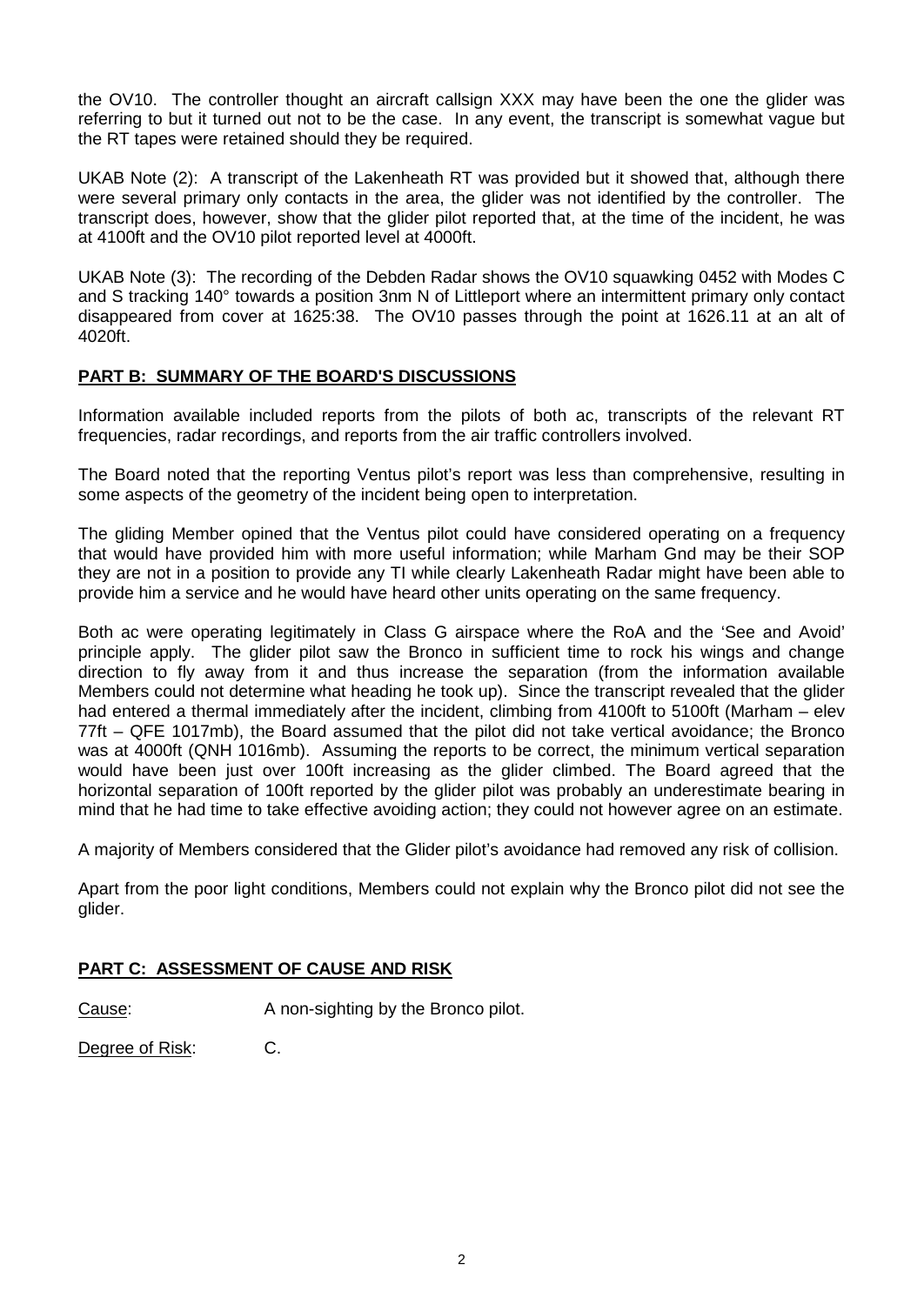the OV10. The controller thought an aircraft callsign XXX may have been the one the glider was referring to but it turned out not to be the case. In any event, the transcript is somewhat vague but the RT tapes were retained should they be required.

UKAB Note (2): A transcript of the Lakenheath RT was provided but it showed that, although there were several primary only contacts in the area, the glider was not identified by the controller. The transcript does, however, show that the glider pilot reported that, at the time of the incident, he was at 4100ft and the OV10 pilot reported level at 4000ft.

UKAB Note (3): The recording of the Debden Radar shows the OV10 squawking 0452 with Modes C and S tracking 140° towards a position 3nm N of Littleport where an intermittent primary only contact disappeared from cover at 1625:38. The OV10 passes through the point at 1626.11 at an alt of 4020ft.

## PART B: SUMMARY OF THE BOARD'S DISCUSSIONS

Information available included reports from the pilots of both ac, transcripts of the relevant RT frequencies, radar recordings, and reports from the air traffic controllers involved.

The Board noted that the reporting Ventus pilot's report was less than comprehensive, resulting in some aspects of the geometry of the incident being open to interpretation.

The gliding Member opined that the Ventus pilot could have considered operating on a frequency that would have provided him with more useful information; while Marham Gnd may be their SOP they are not in a position to provide any TI while clearly Lakenheath Radar might have been able to provide him a service and he would have heard other units operating on the same frequency.

Both ac were operating legitimately in Class G airspace where the RoA and the 'See and Avoid' principle apply. The glider pilot saw the Bronco in sufficient time to rock his wings and change direction to fly away from it and thus increase the separation (from the information available Members could not determine what heading he took up). Since the transcript revealed that the glider had entered a thermal immediately after the incident, climbing from 4100ft to 5100ft (Marham – elev 77ft – QFE 1017mb), the Board assumed that the pilot did not take vertical avoidance; the Bronco was at 4000ft (QNH 1016mb). Assuming the reports to be correct, the minimum vertical separation would have been just over 100ft increasing as the glider climbed. The Board agreed that the horizontal separation of 100ft reported by the glider pilot was probably an underestimate bearing in mind that he had time to take effective avoiding action; they could not however agree on an estimate.

A majority of Members considered that the Glider pilot's avoidance had removed any risk of collision.

Apart from the poor light conditions, Members could not explain why the Bronco pilot did not see the glider.

## PART C: ASSESSMENT OF CAUSE AND RISK

Cause: A non-sighting by the Bronco pilot.

Degree of Risk: C.